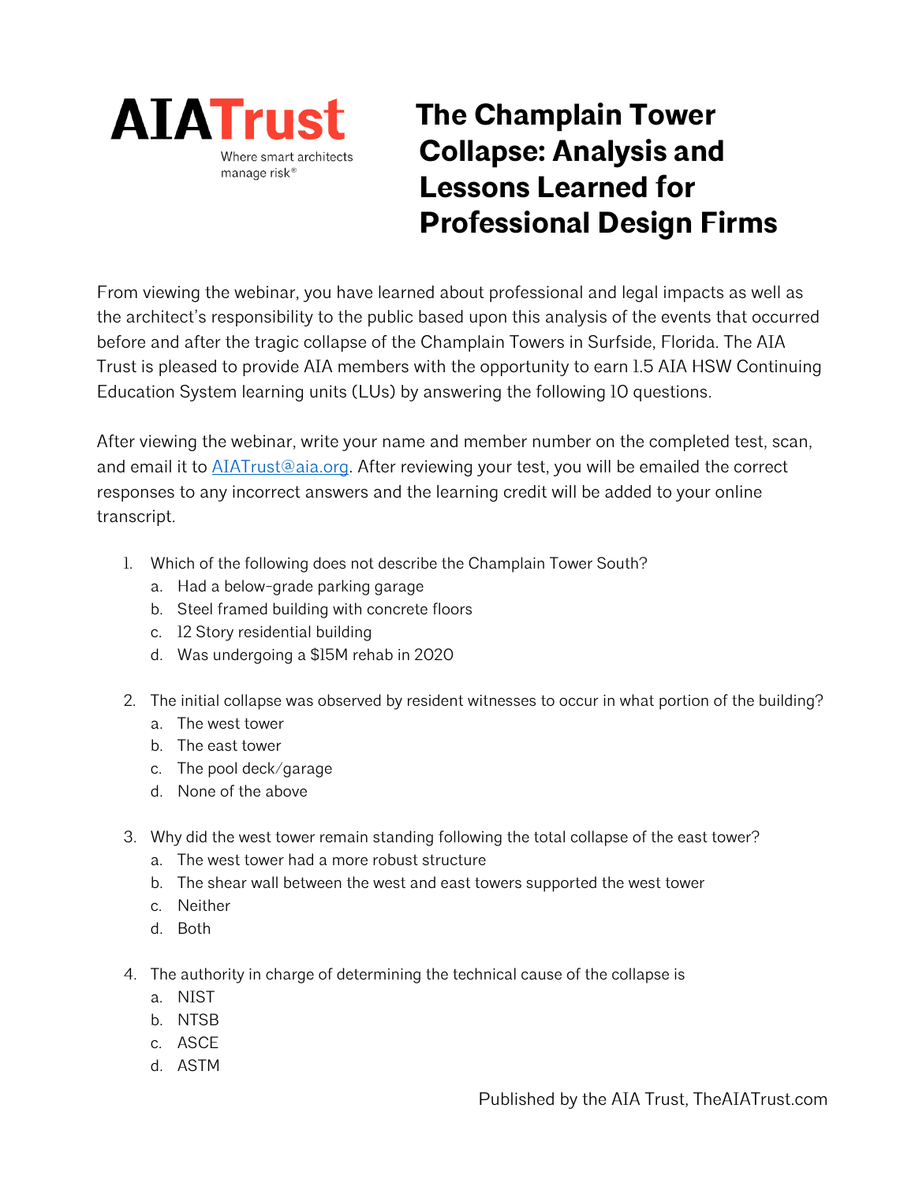AIATrust

Where smart architects manage risk®

# The Champlain Tower Collapse: Analysis and Lessons Learned for Professional Design Firms

From viewing the webinar, you have learned about professional and legal impacts as well as the architect's responsibility to the public based upon this analysis of the events that occurred before and after the tragic collapse of the Champlain Towers in Surfside, Florida. The AIA Trust is pleased to provide AIA members with the opportunity to earn 1.5 AIA HSW Continuing Education System learning units (LUs) by answering the following 10 questions.

After viewing the webinar, write your name and member number on the completed test, scan, and email it to AIATrust@aia.org. After reviewing your test, you will be emailed the correct responses to any incorrect answers and the learning credit will be added to your online transcript.

1. Which of the following does not describe the Champlain Tower South?
   a. Had a below-grade parking garage
   b. Steel framed building with concrete floors
   c. 12 Story residential building
   d. Was undergoing a $15M rehab in 2020

2. The initial collapse was observed by resident witnesses to occur in what portion of the building?
   a. The west tower
   b. The east tower
   c. The pool deck/garage
   d. None of the above

3. Why did the west tower remain standing following the total collapse of the east tower?
   a. The west tower had a more robust structure
   b. The shear wall between the west and east towers supported the west tower
   c. Neither
   d. Both

4. The authority in charge of determining the technical cause of the collapse is
   a. NIST
   b. NTSB
   c. ASCE
   d. ASTM

Published by the AIA Trust, TheAIATrust.com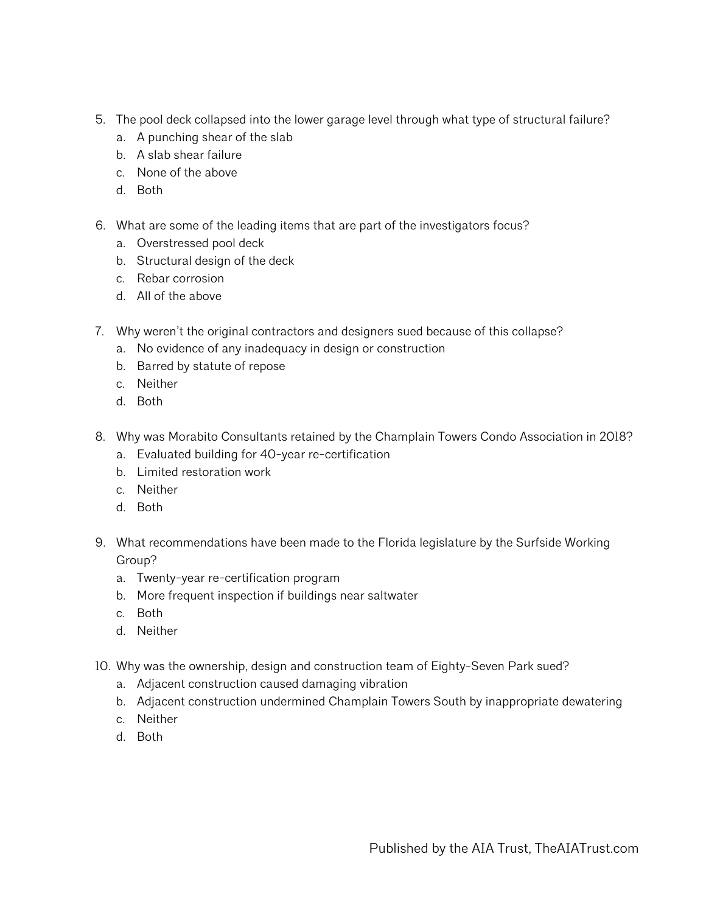5. The pool deck collapsed into the lower garage level through what type of structural failure?
   a. A punching shear of the slab
   b. A slab shear failure
   c. None of the above
   d. Both

6. What are some of the leading items that are part of the investigators focus?
   a. Overstressed pool deck
   b. Structural design of the deck
   c. Rebar corrosion
   d. All of the above

7. Why weren't the original contractors and designers sued because of this collapse?
   a. No evidence of any inadequacy in design or construction
   b. Barred by statute of repose
   c. Neither
   d. Both

8. Why was Morabito Consultants retained by the Champlain Towers Condo Association in 2018?
   a. Evaluated building for 40-year re-certification
   b. Limited restoration work
   c. Neither
   d. Both

9. What recommendations have been made to the Florida legislature by the Surfside Working Group?
   a. Twenty-year re-certification program
   b. More frequent inspection if buildings near saltwater
   c. Both
   d. Neither

10. Why was the ownership, design and construction team of Eighty-Seven Park sued?
    a. Adjacent construction caused damaging vibration
    b. Adjacent construction undermined Champlain Towers South by inappropriate dewatering
    c. Neither
    d. Both

Published by the AIA Trust, TheAIATrust.com